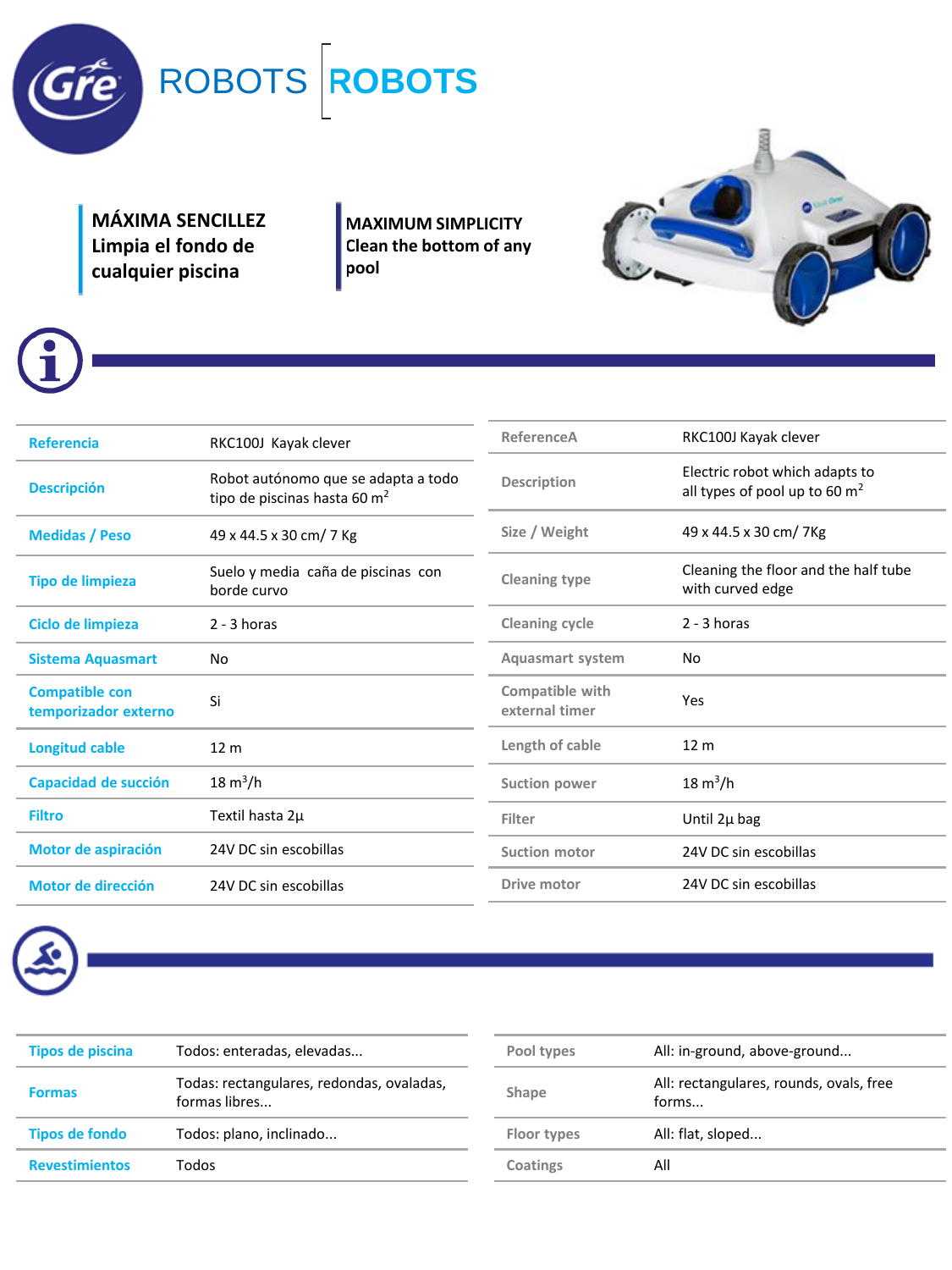# ROBOTS | ROBOTS

**MÁXIMA SENCILLEZ**
**Limpia el fondo de cualquier piscina**

**MAXIMUM SIMPLICITY**
**Clean the bottom of any pool**

| Referencia | RKC100J Kayak clever |
|---|---|
| Descripción | Robot autónomo que se adapta a todo tipo de piscinas hasta 60 m$^2$ |
| Medidas / Peso | 49 x 44.5 x 30 cm/ 7 Kg |
| Tipo de limpieza | Suelo y media caña de piscinas con borde curvo |
| Ciclo de limpieza | 2 - 3 horas |
| Sistema Aquasmart | No |
| Compatible con temporizador externo | Si |
| Longitud cable | 12 m |
| Capacidad de succión | 18 m$^3$/h |
| Filtro | Textil hasta 2µ |
| Motor de aspiración | 24V DC sin escobillas |
| Motor de dirección | 24V DC sin escobillas |

| ReferenceA | RKC100J Kayak clever |
|---|---|
| Description | Electric robot which adapts to all types of pool up to 60 m$^2$ |
| Size / Weight | 49 x 44.5 x 30 cm/ 7Kg |
| Cleaning type | Cleaning the floor and the half tube with curved edge |
| Cleaning cycle | 2 - 3 horas |
| Aquasmart system | No |
| Compatible with external timer | Yes |
| Length of cable | 12 m |
| Suction power | 18 m$^3$/h |
| Filter | Until 2µ bag |
| Suction motor | 24V DC sin escobillas |
| Drive motor | 24V DC sin escobillas |

| Tipos de piscina | Todos: enteradas, elevadas... |
|---|---|
| Formas | Todas: rectangulares, redondas, ovaladas, formas libres... |
| Tipos de fondo | Todos: plano, inclinado... |
| Revestimientos | Todos |

| Pool types | All: in-ground, above-ground... |
|---|---|
| Shape | All: rectangulares, rounds, ovals, free forms... |
| Floor types | All: flat, sloped... |
| Coatings | All |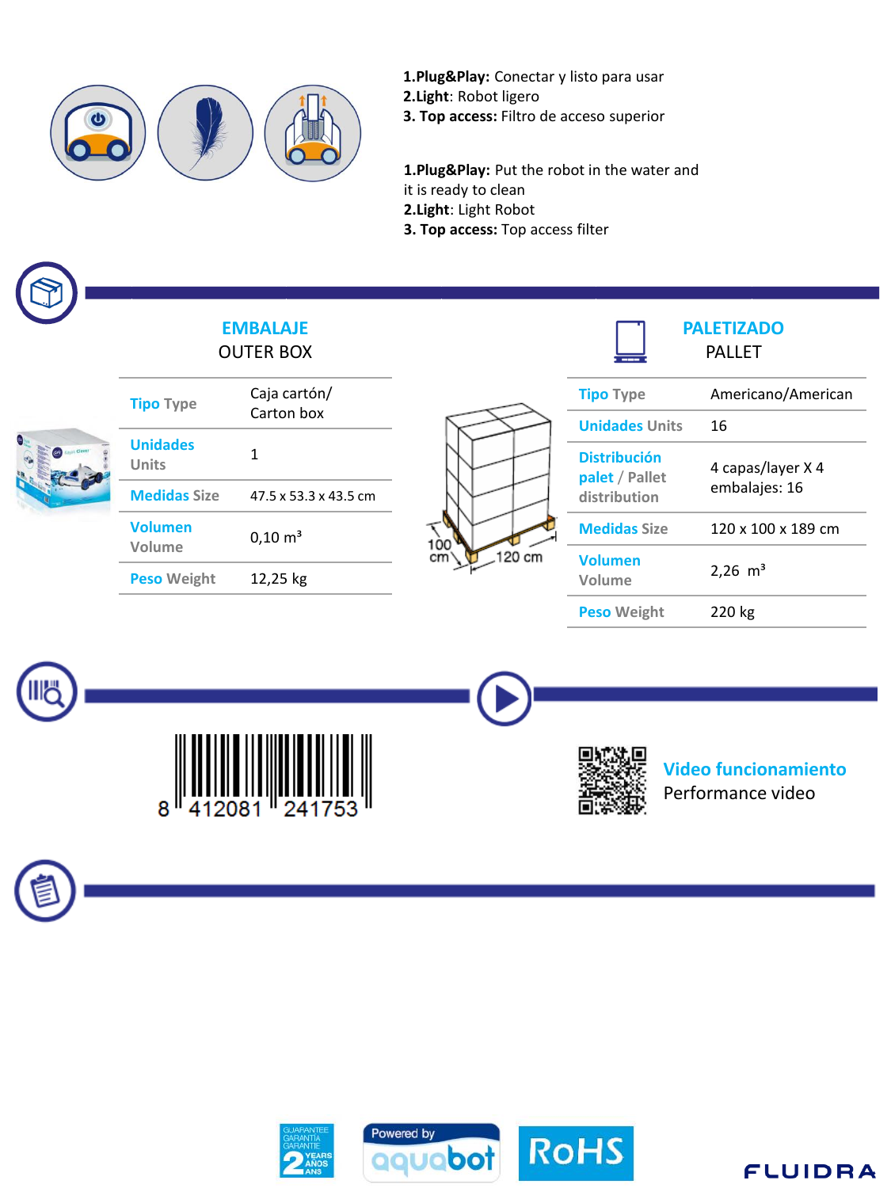**1.Plug&Play:** Conectar y listo para usar
**2.Light**: Robot ligero
**3. Top access:** Filtro de acceso superior

**1.Plug&Play:** Put the robot in the water and it is ready to clean
**2.Light**: Light Robot
**3. Top access:** Top access filter

## EMBALAJE
OUTER BOX

| | |
|---|---|
| **Tipo** Type | Caja cartón/ Carton box |
| **Unidades** Units | 1 |
| **Medidas** Size | 47.5 x 53.3 x 43.5 cm |
| **Volumen** Volume | 0,10 m³ |
| **Peso** Weight | 12,25 kg |

100 cm
120 cm

## PALETIZADO
PALLET

| | |
|---|---|
| **Tipo** Type | Americano/American |
| **Unidades** Units | 16 |
| **Distribución palet** / Pallet distribution | 4 capas/layer X 4 embalajes: 16 |
| **Medidas** Size | 120 x 100 x 189 cm |
| **Volumen** Volume | 2,26 m³ |
| **Peso** Weight | 220 kg |

8 412081 241753

**Video funcionamiento**
Performance video

GUARANTEE GARANTÍA GARANTIE 2 YEARS AÑOS ANS

Powered by aquabot

RoHS

FLUIDRA